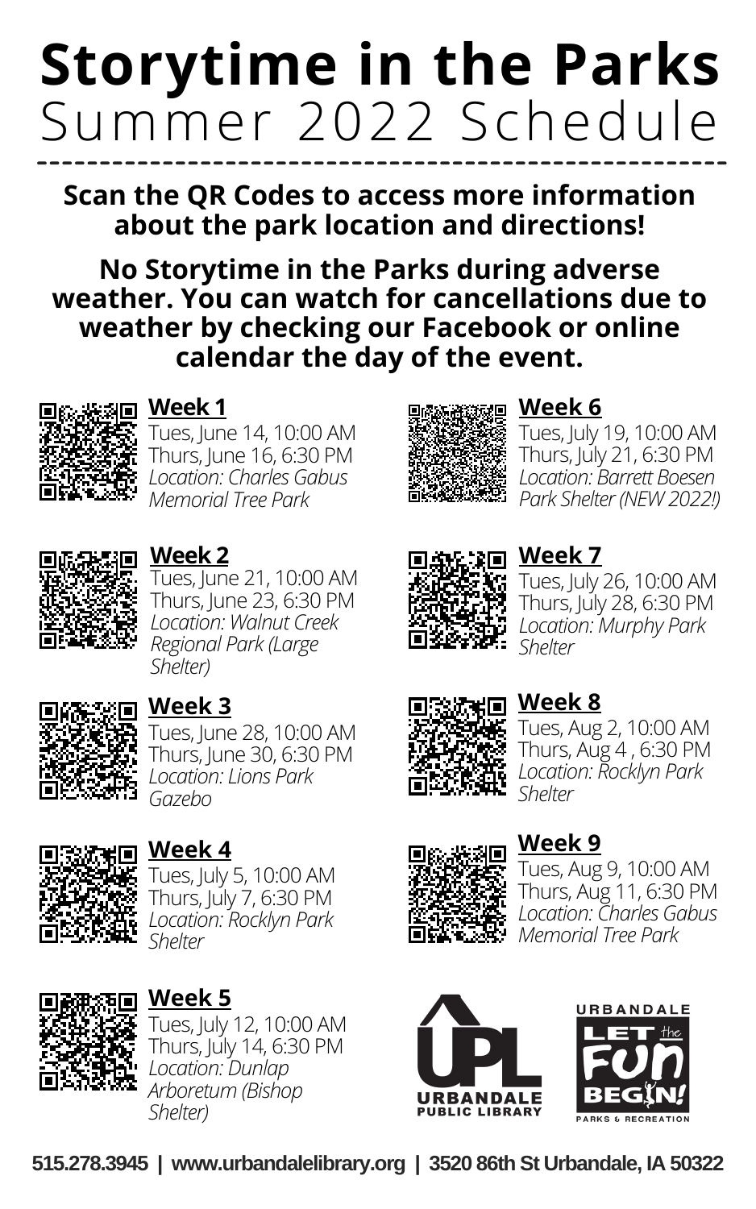# Storytime in the Parks
## Summer 2022 Schedule

**Scan the QR Codes to access more information about the park location and directions!**

**No Storytime in the Parks during adverse weather. You can watch for cancellations due to weather by checking our Facebook or online calendar the day of the event.**

**Week 1**
Tues, June 14, 10:00 AM
Thurs, June 16, 6:30 PM
*Location: Charles Gabus Memorial Tree Park*

**Week 2**
Tues, June 21, 10:00 AM
Thurs, June 23, 6:30 PM
*Location: Walnut Creek Regional Park (Large Shelter)*

**Week 3**
Tues, June 28, 10:00 AM
Thurs, June 30, 6:30 PM
*Location: Lions Park Gazebo*

**Week 4**
Tues, July 5, 10:00 AM
Thurs, July 7, 6:30 PM
*Location: Rocklyn Park Shelter*

**Week 5**
Tues, July 12, 10:00 AM
Thurs, July 14, 6:30 PM
*Location: Dunlap Arboretum (Bishop Shelter)*

**Week 6**
Tues, July 19, 10:00 AM
Thurs, July 21, 6:30 PM
*Location: Barrett Boesen Park Shelter (NEW 2022!)*

**Week 7**
Tues, July 26, 10:00 AM
Thurs, July 28, 6:30 PM
*Location: Murphy Park Shelter*

**Week 8**
Tues, Aug 2, 10:00 AM
Thurs, Aug 4 , 6:30 PM
*Location: Rocklyn Park Shelter*

**Week 9**
Tues, Aug 9, 10:00 AM
Thurs, Aug 11, 6:30 PM
*Location: Charles Gabus Memorial Tree Park*

UPL URBANDALE PUBLIC LIBRARY

URBANDALE LET the FUN BEGIN! PARKS & RECREATION

**515.278.3945 | www.urbandalelibrary.org | 3520 86th St Urbandale, IA 50322**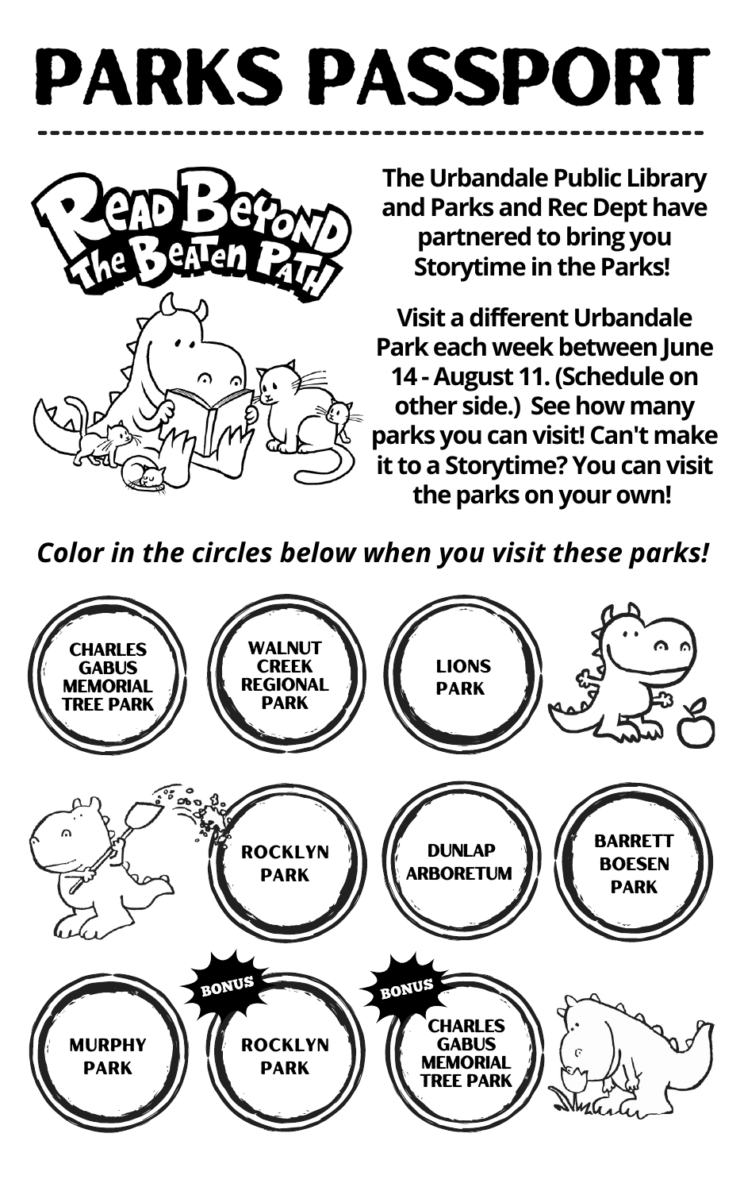# PARKS PASSPORT

Read Beyond The Beaten Path

**The Urbandale Public Library and Parks and Rec Dept have partnered to bring you Storytime in the Parks!**

**Visit a different Urbandale Park each week between June 14 - August 11. (Schedule on other side.) See how many parks you can visit! Can't make it to a Storytime? You can visit the parks on your own!**

***Color in the circles below when you visit these parks!***

- CHARLES GABUS MEMORIAL TREE PARK
- WALNUT CREEK REGIONAL PARK
- LIONS PARK
- ROCKLYN PARK
- DUNLAP ARBORETUM
- BARRETT BOESEN PARK
- MURPHY PARK
- BONUS: ROCKLYN PARK
- BONUS: CHARLES GABUS MEMORIAL TREE PARK